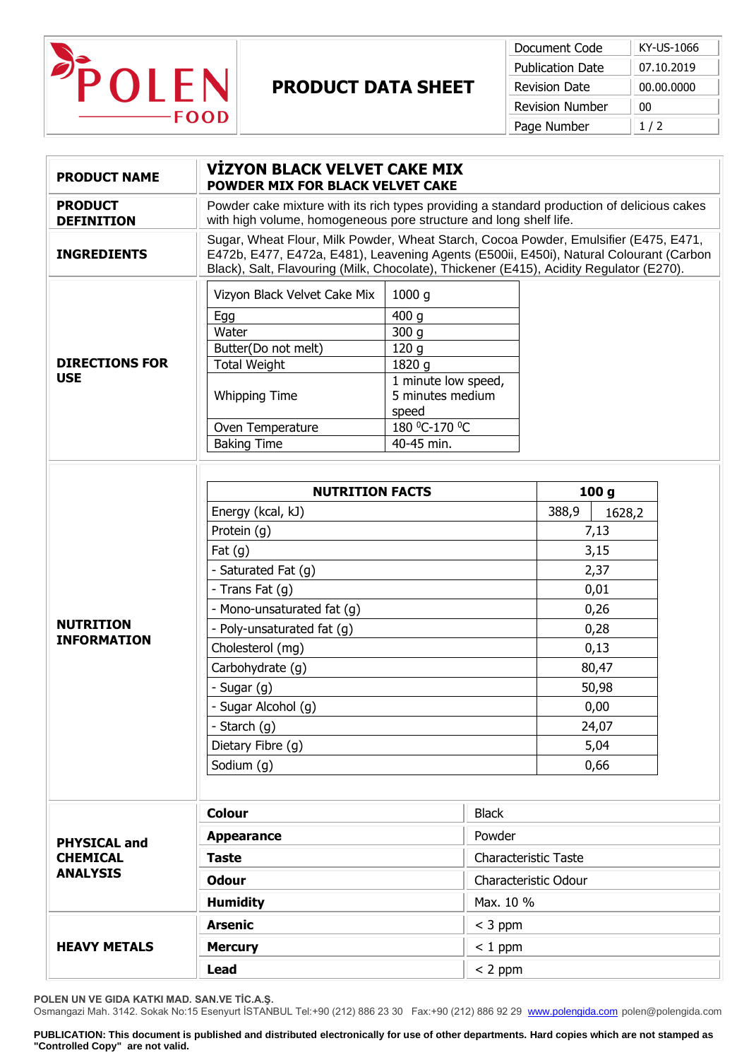# PRODUCT DATA SHEET

| Document Code | KY-US-1066 |
| --- | --- |
| Publication Date | 07.10.2019 |
| Revision Date | 00.00.0000 |
| Revision Number | 00 |
| Page Number | 1 / 2 |

| | |
| --- | --- |
| **PRODUCT NAME** | **VİZYON BLACK VELVET CAKE MIX**<br>**POWDER MIX FOR BLACK VELVET CAKE** |
| **PRODUCT DEFINITION** | Powder cake mixture with its rich types providing a standard production of delicious cakes with high volume, homogeneous pore structure and long shelf life. |
| **INGREDIENTS** | Sugar, Wheat Flour, Milk Powder, Wheat Starch, Cocoa Powder, Emulsifier (E475, E471, E472b, E477, E472a, E481), Leavening Agents (E500ii, E450i), Natural Colourant (Carbon Black), Salt, Flavouring (Milk, Chocolate), Thickener (E415), Acidity Regulator (E270). |

**DIRECTIONS FOR USE**

| Vizyon Black Velvet Cake Mix | 1000 g |
| --- | --- |
| Egg | 400 g |
| Water | 300 g |
| Butter(Do not melt) | 120 g |
| Total Weight | 1820 g |
| Whipping Time | 1 minute low speed, 5 minutes medium speed |
| Oven Temperature | 180 °C-170 °C |
| Baking Time | 40-45 min. |

**NUTRITION INFORMATION**

| NUTRITION FACTS | 100 g | |
| --- | --- | --- |
| Energy (kcal, kJ) | 388,9 | 1628,2 |
| Protein (g) | 7,13 | |
| Fat (g) | 3,15 | |
| - Saturated Fat (g) | 2,37 | |
| - Trans Fat (g) | 0,01 | |
| - Mono-unsaturated fat (g) | 0,26 | |
| - Poly-unsaturated fat (g) | 0,28 | |
| Cholesterol (mg) | 0,13 | |
| Carbohydrate (g) | 80,47 | |
| - Sugar (g) | 50,98 | |
| - Sugar Alcohol (g) | 0,00 | |
| - Starch (g) | 24,07 | |
| Dietary Fibre (g) | 5,04 | |
| Sodium (g) | 0,66 | |

**PHYSICAL and CHEMICAL ANALYSIS**

| | |
| --- | --- |
| **Colour** | Black |
| **Appearance** | Powder |
| **Taste** | Characteristic Taste |
| **Odour** | Characteristic Odour |
| **Humidity** | Max. 10 % |

**HEAVY METALS**

| | |
| --- | --- |
| **Arsenic** | < 3 ppm |
| **Mercury** | < 1 ppm |
| **Lead** | < 2 ppm |

**POLEN UN VE GIDA KATKI MAD. SAN.VE TİC.A.Ş.**
Osmangazi Mah. 3142. Sokak No:15 Esenyurt İSTANBUL Tel:+90 (212) 886 23 30 Fax:+90 (212) 886 92 29 www.polengida.com polen@polengida.com

**PUBLICATION: This document is published and distributed electronically for use of other departments. Hard copies which are not stamped as "Controlled Copy" are not valid.**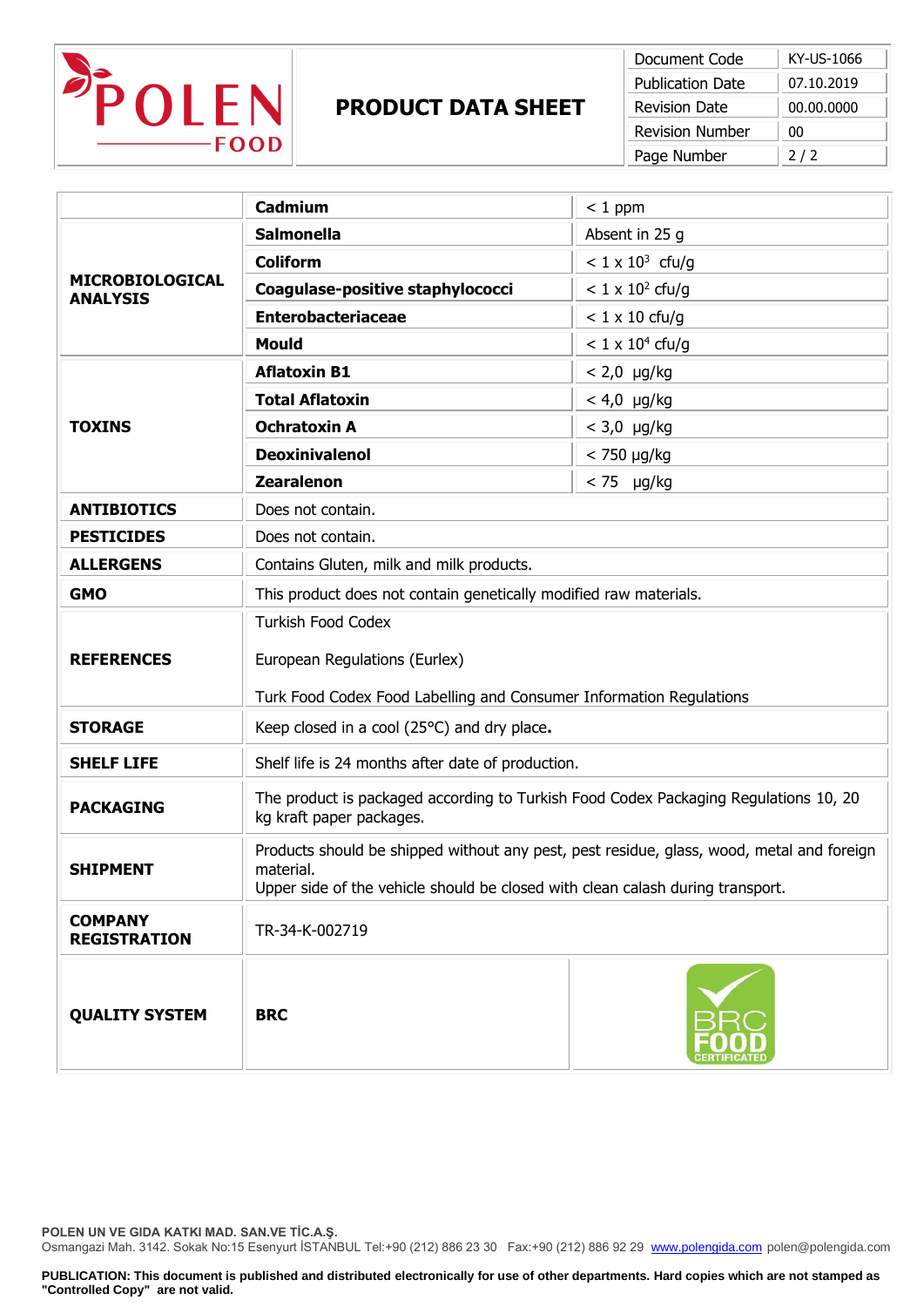| | | |
|---|---|---|
| | **Cadmium** | < 1 ppm |
| **MICROBIOLOGICAL ANALYSIS** | **Salmonella** | Absent in 25 g |
| | **Coliform** | < 1 x $10^3$ cfu/g |
| | **Coagulase-positive staphylococci** | < 1 x $10^2$ cfu/g |
| | **Enterobacteriaceae** | < 1 x 10 cfu/g |
| | **Mould** | < 1 x $10^4$ cfu/g |
| **TOXINS** | **Aflatoxin B1** | < 2,0 µg/kg |
| | **Total Aflatoxin** | < 4,0 µg/kg |
| | **Ochratoxin A** | < 3,0 µg/kg |
| | **Deoxinivalenol** | < 750 µg/kg |
| | **Zearalenon** | < 75 µg/kg |
| **ANTIBIOTICS** | Does not contain. | |
| **PESTICIDES** | Does not contain. | |
| **ALLERGENS** | Contains Gluten, milk and milk products. | |
| **GMO** | This product does not contain genetically modified raw materials. | |
| **REFERENCES** | Turkish Food Codex<br><br>European Regulations (Eurlex)<br><br>Turk Food Codex Food Labelling and Consumer Information Regulations | |
| **STORAGE** | Keep closed in a cool (25°C) and dry place**.** | |
| **SHELF LIFE** | Shelf life is 24 months after date of production. | |
| **PACKAGING** | The product is packaged according to Turkish Food Codex Packaging Regulations 10, 20 kg kraft paper packages. | |
| **SHIPMENT** | Products should be shipped without any pest, pest residue, glass, wood, metal and foreign material.<br>Upper side of the vehicle should be closed with clean calash during transport. | |
| **COMPANY REGISTRATION** | TR-34-K-002719 | |
| **QUALITY SYSTEM** | **BRC** | BRC FOOD CERTIFICATED |

**POLEN UN VE GIDA KATKI MAD. SAN.VE TİC.A.Ş.**
Osmangazi Mah. 3142. Sokak No:15 Esenyurt İSTANBUL Tel:+90 (212) 886 23 30 Fax:+90 (212) 886 92 29 www.polengida.com polen@polengida.com

**PUBLICATION: This document is published and distributed electronically for use of other departments. Hard copies which are not stamped as "Controlled Copy" are not valid.**